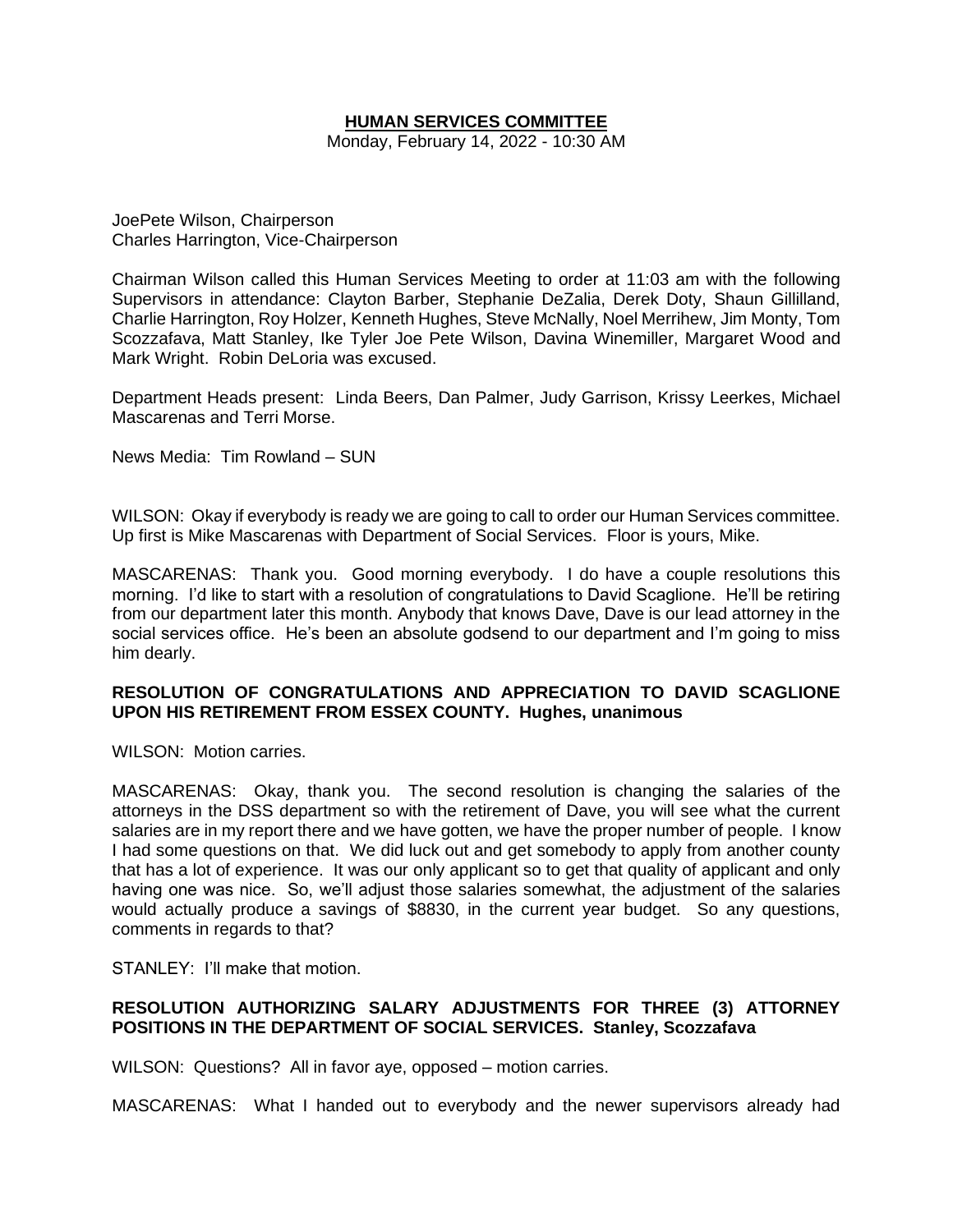# HUMAN SERVICES COMMITTEE

Monday, February 14, 2022 - 10:30 AM

JoePete Wilson, Chairperson
Charles Harrington, Vice-Chairperson

Chairman Wilson called this Human Services Meeting to order at 11:03 am with the following Supervisors in attendance: Clayton Barber, Stephanie DeZalia, Derek Doty, Shaun Gillilland, Charlie Harrington, Roy Holzer, Kenneth Hughes, Steve McNally, Noel Merrihew, Jim Monty, Tom Scozzafava, Matt Stanley, Ike Tyler Joe Pete Wilson, Davina Winemiller, Margaret Wood and Mark Wright. Robin DeLoria was excused.

Department Heads present: Linda Beers, Dan Palmer, Judy Garrison, Krissy Leerkes, Michael Mascarenas and Terri Morse.

News Media: Tim Rowland – SUN

WILSON: Okay if everybody is ready we are going to call to order our Human Services committee. Up first is Mike Mascarenas with Department of Social Services. Floor is yours, Mike.

MASCARENAS: Thank you. Good morning everybody. I do have a couple resolutions this morning. I'd like to start with a resolution of congratulations to David Scaglione. He'll be retiring from our department later this month. Anybody that knows Dave, Dave is our lead attorney in the social services office. He's been an absolute godsend to our department and I'm going to miss him dearly.

**RESOLUTION OF CONGRATULATIONS AND APPRECIATION TO DAVID SCAGLIONE UPON HIS RETIREMENT FROM ESSEX COUNTY. Hughes, unanimous**

WILSON: Motion carries.

MASCARENAS: Okay, thank you. The second resolution is changing the salaries of the attorneys in the DSS department so with the retirement of Dave, you will see what the current salaries are in my report there and we have gotten, we have the proper number of people. I know I had some questions on that. We did luck out and get somebody to apply from another county that has a lot of experience. It was our only applicant so to get that quality of applicant and only having one was nice. So, we'll adjust those salaries somewhat, the adjustment of the salaries would actually produce a savings of $8830, in the current year budget. So any questions, comments in regards to that?

STANLEY: I'll make that motion.

**RESOLUTION AUTHORIZING SALARY ADJUSTMENTS FOR THREE (3) ATTORNEY POSITIONS IN THE DEPARTMENT OF SOCIAL SERVICES. Stanley, Scozzafava**

WILSON: Questions? All in favor aye, opposed – motion carries.

MASCARENAS: What I handed out to everybody and the newer supervisors already had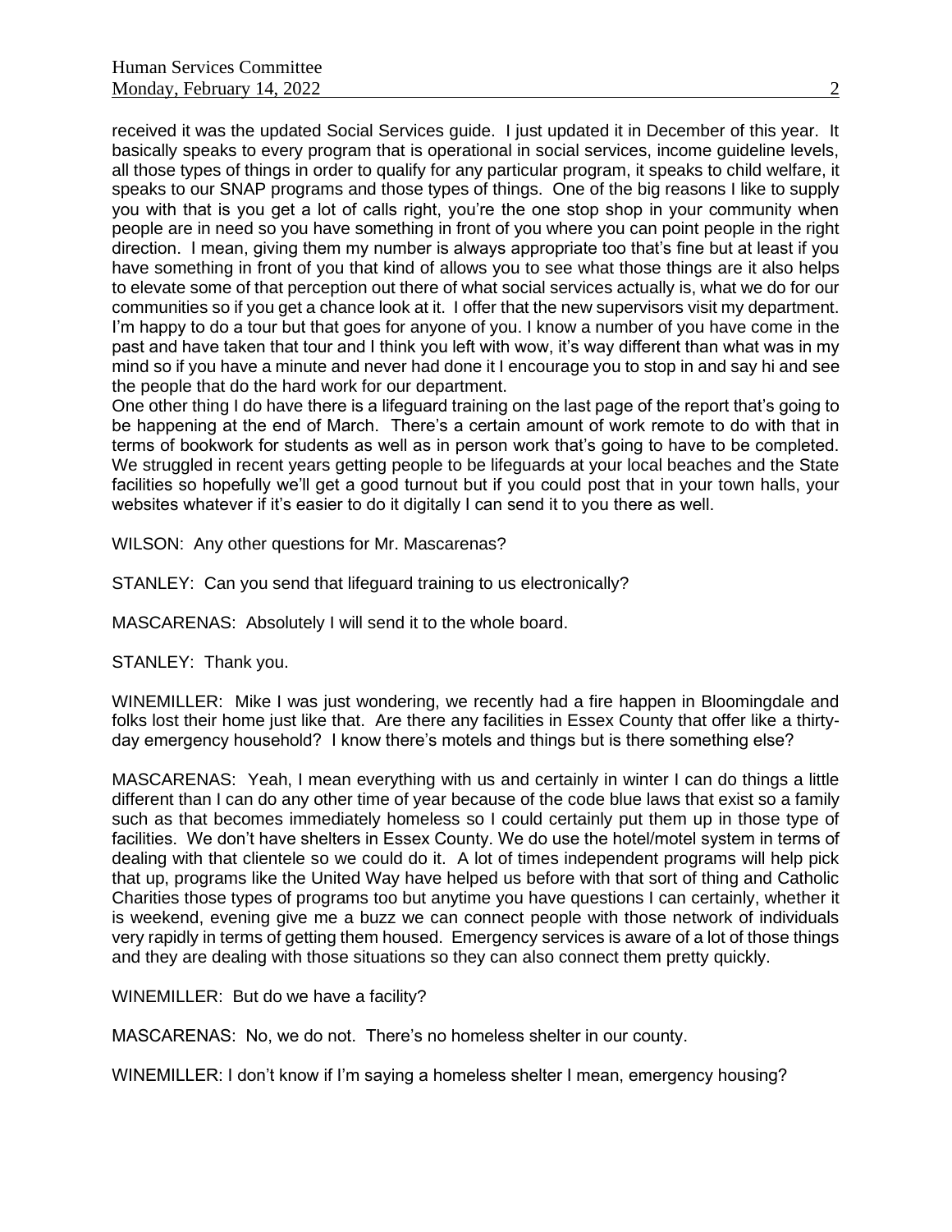received it was the updated Social Services guide. I just updated it in December of this year. It basically speaks to every program that is operational in social services, income guideline levels, all those types of things in order to qualify for any particular program, it speaks to child welfare, it speaks to our SNAP programs and those types of things. One of the big reasons I like to supply you with that is you get a lot of calls right, you're the one stop shop in your community when people are in need so you have something in front of you where you can point people in the right direction. I mean, giving them my number is always appropriate too that's fine but at least if you have something in front of you that kind of allows you to see what those things are it also helps to elevate some of that perception out there of what social services actually is, what we do for our communities so if you get a chance look at it. I offer that the new supervisors visit my department. I'm happy to do a tour but that goes for anyone of you. I know a number of you have come in the past and have taken that tour and I think you left with wow, it's way different than what was in my mind so if you have a minute and never had done it I encourage you to stop in and say hi and see the people that do the hard work for our department.

One other thing I do have there is a lifeguard training on the last page of the report that's going to be happening at the end of March. There's a certain amount of work remote to do with that in terms of bookwork for students as well as in person work that's going to have to be completed. We struggled in recent years getting people to be lifeguards at your local beaches and the State facilities so hopefully we'll get a good turnout but if you could post that in your town halls, your websites whatever if it's easier to do it digitally I can send it to you there as well.

WILSON: Any other questions for Mr. Mascarenas?

STANLEY: Can you send that lifeguard training to us electronically?

MASCARENAS: Absolutely I will send it to the whole board.

STANLEY: Thank you.

WINEMILLER: Mike I was just wondering, we recently had a fire happen in Bloomingdale and folks lost their home just like that. Are there any facilities in Essex County that offer like a thirty-day emergency household? I know there's motels and things but is there something else?

MASCARENAS: Yeah, I mean everything with us and certainly in winter I can do things a little different than I can do any other time of year because of the code blue laws that exist so a family such as that becomes immediately homeless so I could certainly put them up in those type of facilities. We don't have shelters in Essex County. We do use the hotel/motel system in terms of dealing with that clientele so we could do it. A lot of times independent programs will help pick that up, programs like the United Way have helped us before with that sort of thing and Catholic Charities those types of programs too but anytime you have questions I can certainly, whether it is weekend, evening give me a buzz we can connect people with those network of individuals very rapidly in terms of getting them housed. Emergency services is aware of a lot of those things and they are dealing with those situations so they can also connect them pretty quickly.

WINEMILLER: But do we have a facility?

MASCARENAS: No, we do not. There's no homeless shelter in our county.

WINEMILLER: I don't know if I'm saying a homeless shelter I mean, emergency housing?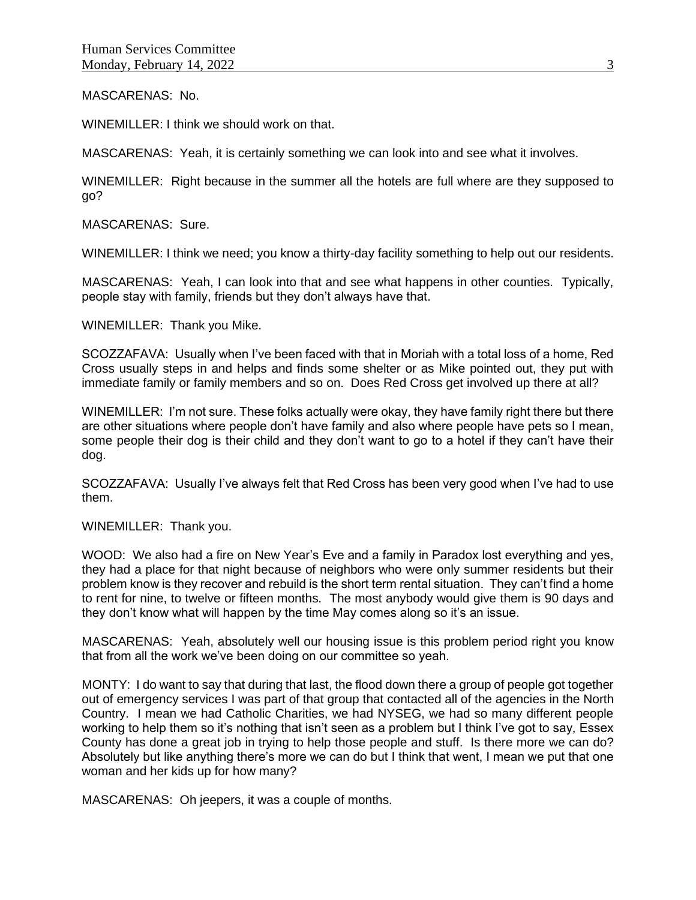MASCARENAS: No.

WINEMILLER: I think we should work on that.

MASCARENAS: Yeah, it is certainly something we can look into and see what it involves.

WINEMILLER: Right because in the summer all the hotels are full where are they supposed to go?

MASCARENAS: Sure.

WINEMILLER: I think we need; you know a thirty-day facility something to help out our residents.

MASCARENAS: Yeah, I can look into that and see what happens in other counties. Typically, people stay with family, friends but they don't always have that.

WINEMILLER: Thank you Mike.

SCOZZAFAVA: Usually when I've been faced with that in Moriah with a total loss of a home, Red Cross usually steps in and helps and finds some shelter or as Mike pointed out, they put with immediate family or family members and so on. Does Red Cross get involved up there at all?

WINEMILLER: I'm not sure. These folks actually were okay, they have family right there but there are other situations where people don't have family and also where people have pets so I mean, some people their dog is their child and they don't want to go to a hotel if they can't have their dog.

SCOZZAFAVA: Usually I've always felt that Red Cross has been very good when I've had to use them.

WINEMILLER: Thank you.

WOOD: We also had a fire on New Year's Eve and a family in Paradox lost everything and yes, they had a place for that night because of neighbors who were only summer residents but their problem know is they recover and rebuild is the short term rental situation. They can't find a home to rent for nine, to twelve or fifteen months. The most anybody would give them is 90 days and they don't know what will happen by the time May comes along so it's an issue.

MASCARENAS: Yeah, absolutely well our housing issue is this problem period right you know that from all the work we've been doing on our committee so yeah.

MONTY: I do want to say that during that last, the flood down there a group of people got together out of emergency services I was part of that group that contacted all of the agencies in the North Country. I mean we had Catholic Charities, we had NYSEG, we had so many different people working to help them so it's nothing that isn't seen as a problem but I think I've got to say, Essex County has done a great job in trying to help those people and stuff. Is there more we can do? Absolutely but like anything there's more we can do but I think that went, I mean we put that one woman and her kids up for how many?

MASCARENAS: Oh jeepers, it was a couple of months.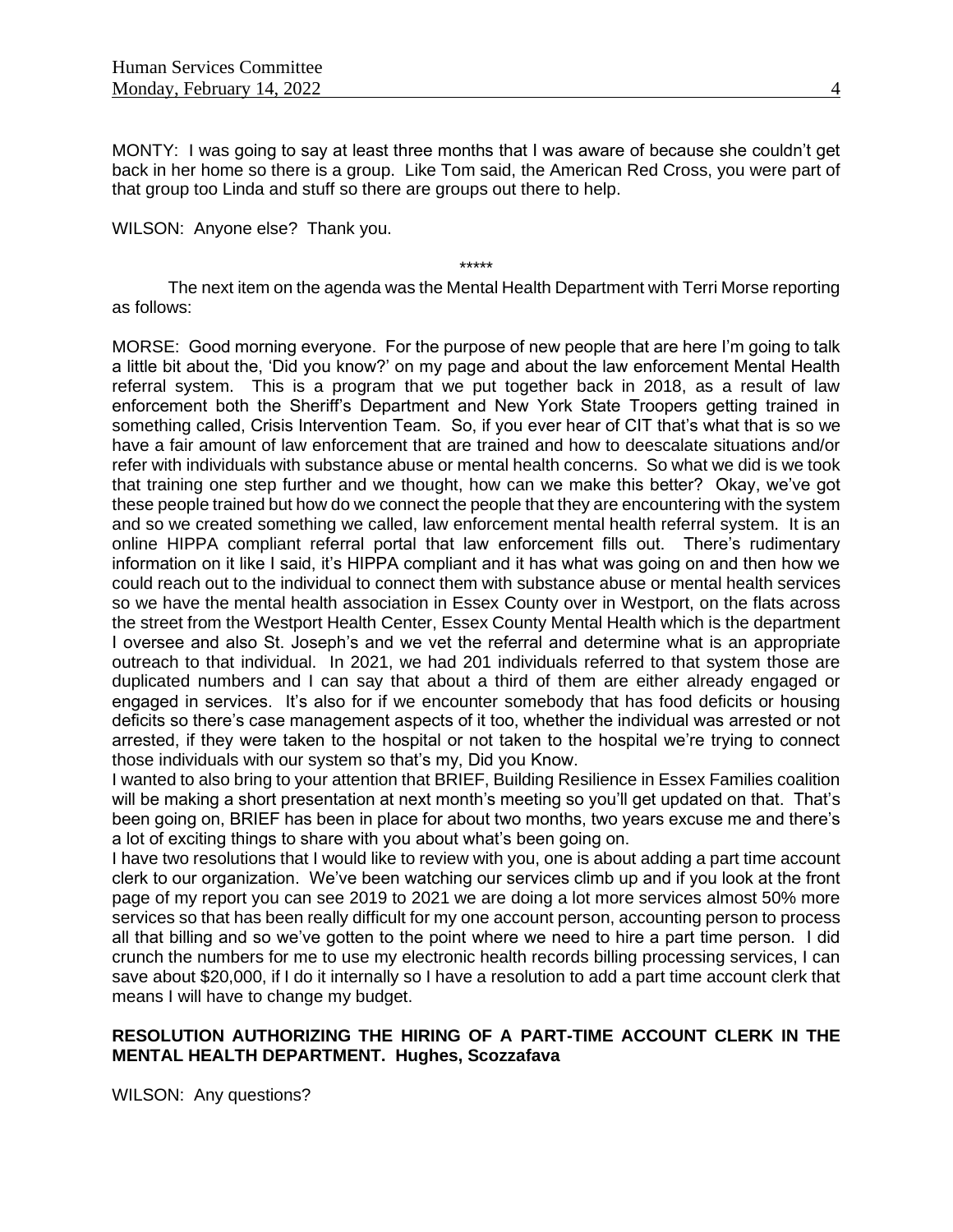MONTY: I was going to say at least three months that I was aware of because she couldn't get back in her home so there is a group. Like Tom said, the American Red Cross, you were part of that group too Linda and stuff so there are groups out there to help.

WILSON: Anyone else? Thank you.

\*\*\*\*\*

The next item on the agenda was the Mental Health Department with Terri Morse reporting as follows:

MORSE: Good morning everyone. For the purpose of new people that are here I'm going to talk a little bit about the, 'Did you know?' on my page and about the law enforcement Mental Health referral system. This is a program that we put together back in 2018, as a result of law enforcement both the Sheriff's Department and New York State Troopers getting trained in something called, Crisis Intervention Team. So, if you ever hear of CIT that's what that is so we have a fair amount of law enforcement that are trained and how to deescalate situations and/or refer with individuals with substance abuse or mental health concerns. So what we did is we took that training one step further and we thought, how can we make this better? Okay, we've got these people trained but how do we connect the people that they are encountering with the system and so we created something we called, law enforcement mental health referral system. It is an online HIPPA compliant referral portal that law enforcement fills out. There's rudimentary information on it like I said, it's HIPPA compliant and it has what was going on and then how we could reach out to the individual to connect them with substance abuse or mental health services so we have the mental health association in Essex County over in Westport, on the flats across the street from the Westport Health Center, Essex County Mental Health which is the department I oversee and also St. Joseph's and we vet the referral and determine what is an appropriate outreach to that individual. In 2021, we had 201 individuals referred to that system those are duplicated numbers and I can say that about a third of them are either already engaged or engaged in services. It's also for if we encounter somebody that has food deficits or housing deficits so there's case management aspects of it too, whether the individual was arrested or not arrested, if they were taken to the hospital or not taken to the hospital we're trying to connect those individuals with our system so that's my, Did you Know.

I wanted to also bring to your attention that BRIEF, Building Resilience in Essex Families coalition will be making a short presentation at next month's meeting so you'll get updated on that. That's been going on, BRIEF has been in place for about two months, two years excuse me and there's a lot of exciting things to share with you about what's been going on.

I have two resolutions that I would like to review with you, one is about adding a part time account clerk to our organization. We've been watching our services climb up and if you look at the front page of my report you can see 2019 to 2021 we are doing a lot more services almost 50% more services so that has been really difficult for my one account person, accounting person to process all that billing and so we've gotten to the point where we need to hire a part time person. I did crunch the numbers for me to use my electronic health records billing processing services, I can save about $20,000, if I do it internally so I have a resolution to add a part time account clerk that means I will have to change my budget.

**RESOLUTION AUTHORIZING THE HIRING OF A PART-TIME ACCOUNT CLERK IN THE MENTAL HEALTH DEPARTMENT. Hughes, Scozzafava**

WILSON: Any questions?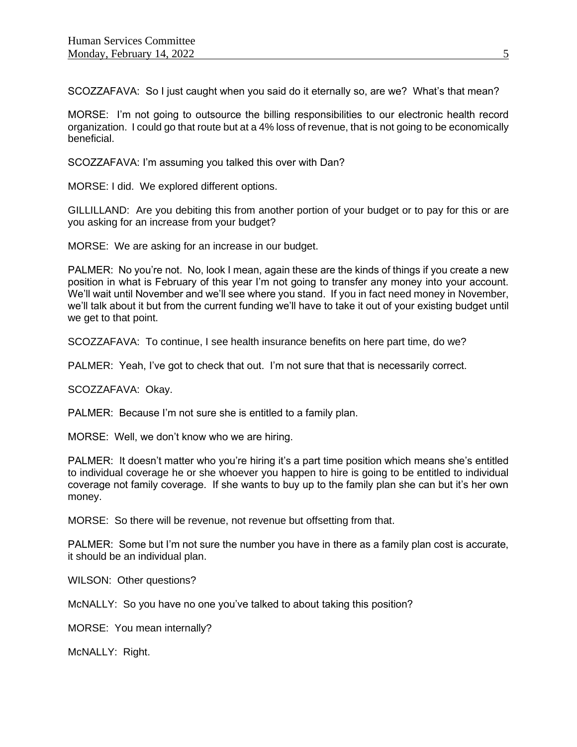SCOZZAFAVA: So I just caught when you said do it eternally so, are we? What's that mean?

MORSE: I'm not going to outsource the billing responsibilities to our electronic health record organization. I could go that route but at a 4% loss of revenue, that is not going to be economically beneficial.

SCOZZAFAVA: I'm assuming you talked this over with Dan?

MORSE: I did. We explored different options.

GILLILLAND: Are you debiting this from another portion of your budget or to pay for this or are you asking for an increase from your budget?

MORSE: We are asking for an increase in our budget.

PALMER: No you're not. No, look I mean, again these are the kinds of things if you create a new position in what is February of this year I'm not going to transfer any money into your account. We'll wait until November and we'll see where you stand. If you in fact need money in November, we'll talk about it but from the current funding we'll have to take it out of your existing budget until we get to that point.

SCOZZAFAVA: To continue, I see health insurance benefits on here part time, do we?

PALMER: Yeah, I've got to check that out. I'm not sure that that is necessarily correct.

SCOZZAFAVA: Okay.

PALMER: Because I'm not sure she is entitled to a family plan.

MORSE: Well, we don't know who we are hiring.

PALMER: It doesn't matter who you're hiring it's a part time position which means she's entitled to individual coverage he or she whoever you happen to hire is going to be entitled to individual coverage not family coverage. If she wants to buy up to the family plan she can but it's her own money.

MORSE: So there will be revenue, not revenue but offsetting from that.

PALMER: Some but I'm not sure the number you have in there as a family plan cost is accurate, it should be an individual plan.

WILSON: Other questions?

McNALLY: So you have no one you've talked to about taking this position?

MORSE: You mean internally?

McNALLY: Right.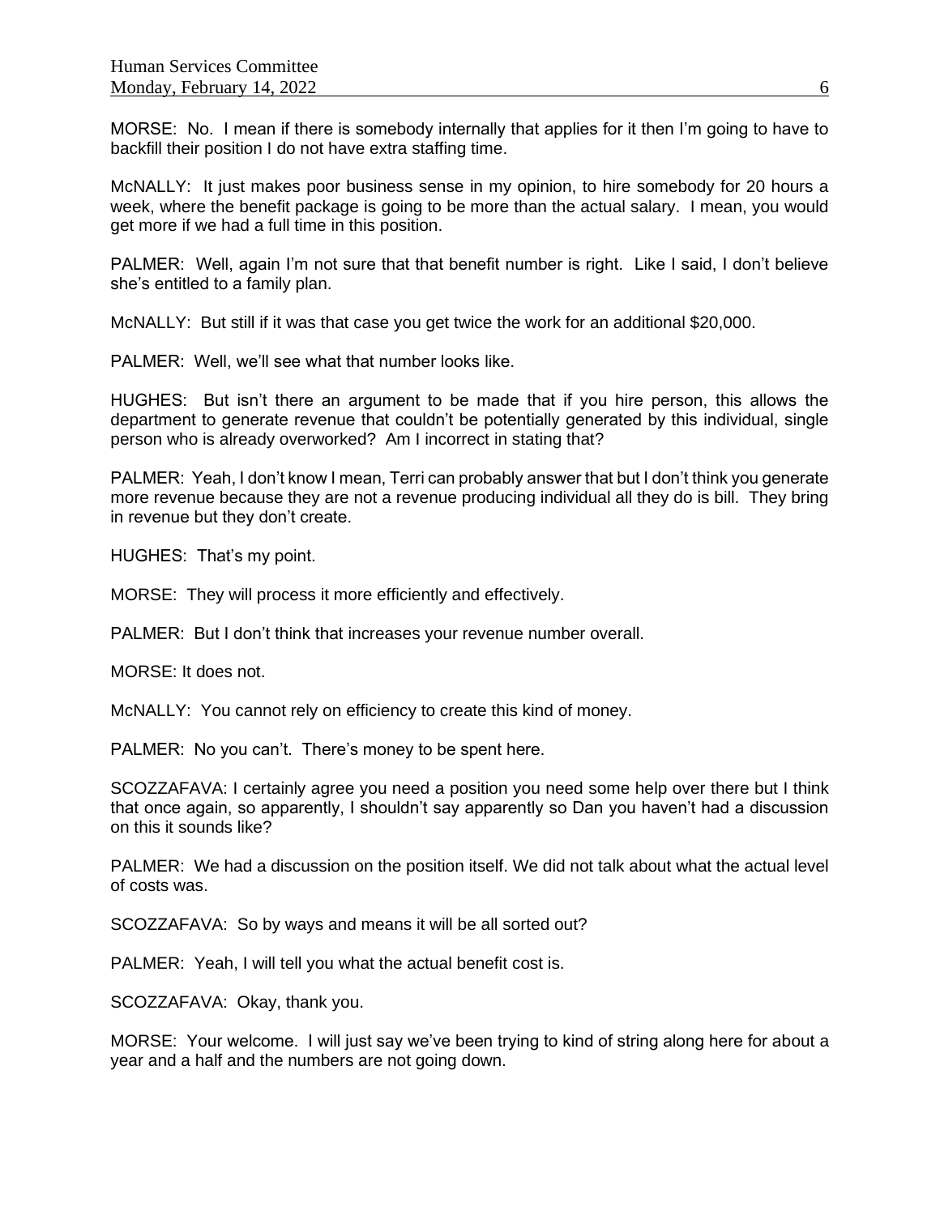MORSE: No. I mean if there is somebody internally that applies for it then I'm going to have to backfill their position I do not have extra staffing time.

McNALLY: It just makes poor business sense in my opinion, to hire somebody for 20 hours a week, where the benefit package is going to be more than the actual salary. I mean, you would get more if we had a full time in this position.

PALMER: Well, again I'm not sure that that benefit number is right. Like I said, I don't believe she's entitled to a family plan.

McNALLY: But still if it was that case you get twice the work for an additional $20,000.

PALMER: Well, we'll see what that number looks like.

HUGHES: But isn't there an argument to be made that if you hire person, this allows the department to generate revenue that couldn't be potentially generated by this individual, single person who is already overworked? Am I incorrect in stating that?

PALMER: Yeah, I don't know I mean, Terri can probably answer that but I don't think you generate more revenue because they are not a revenue producing individual all they do is bill. They bring in revenue but they don't create.

HUGHES: That's my point.

MORSE: They will process it more efficiently and effectively.

PALMER: But I don't think that increases your revenue number overall.

MORSE: It does not.

McNALLY: You cannot rely on efficiency to create this kind of money.

PALMER: No you can't. There's money to be spent here.

SCOZZAFAVA: I certainly agree you need a position you need some help over there but I think that once again, so apparently, I shouldn't say apparently so Dan you haven't had a discussion on this it sounds like?

PALMER: We had a discussion on the position itself. We did not talk about what the actual level of costs was.

SCOZZAFAVA: So by ways and means it will be all sorted out?

PALMER: Yeah, I will tell you what the actual benefit cost is.

SCOZZAFAVA: Okay, thank you.

MORSE: Your welcome. I will just say we've been trying to kind of string along here for about a year and a half and the numbers are not going down.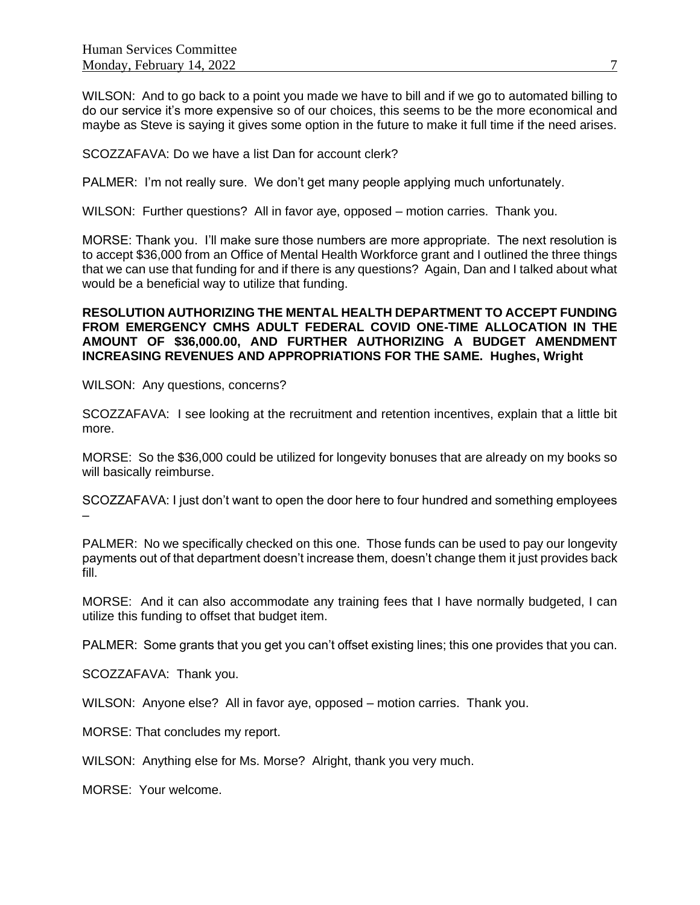WILSON: And to go back to a point you made we have to bill and if we go to automated billing to do our service it's more expensive so of our choices, this seems to be the more economical and maybe as Steve is saying it gives some option in the future to make it full time if the need arises.

SCOZZAFAVA: Do we have a list Dan for account clerk?

PALMER: I'm not really sure. We don't get many people applying much unfortunately.

WILSON: Further questions? All in favor aye, opposed – motion carries. Thank you.

MORSE: Thank you. I'll make sure those numbers are more appropriate. The next resolution is to accept $36,000 from an Office of Mental Health Workforce grant and I outlined the three things that we can use that funding for and if there is any questions? Again, Dan and I talked about what would be a beneficial way to utilize that funding.

**RESOLUTION AUTHORIZING THE MENTAL HEALTH DEPARTMENT TO ACCEPT FUNDING FROM EMERGENCY CMHS ADULT FEDERAL COVID ONE-TIME ALLOCATION IN THE AMOUNT OF $36,000.00, AND FURTHER AUTHORIZING A BUDGET AMENDMENT INCREASING REVENUES AND APPROPRIATIONS FOR THE SAME. Hughes, Wright**

WILSON: Any questions, concerns?

SCOZZAFAVA: I see looking at the recruitment and retention incentives, explain that a little bit more.

MORSE: So the $36,000 could be utilized for longevity bonuses that are already on my books so will basically reimburse.

SCOZZAFAVA: I just don't want to open the door here to four hundred and something employees –

PALMER: No we specifically checked on this one. Those funds can be used to pay our longevity payments out of that department doesn't increase them, doesn't change them it just provides back fill.

MORSE: And it can also accommodate any training fees that I have normally budgeted, I can utilize this funding to offset that budget item.

PALMER: Some grants that you get you can't offset existing lines; this one provides that you can.

SCOZZAFAVA: Thank you.

WILSON: Anyone else? All in favor aye, opposed – motion carries. Thank you.

MORSE: That concludes my report.

WILSON: Anything else for Ms. Morse? Alright, thank you very much.

MORSE: Your welcome.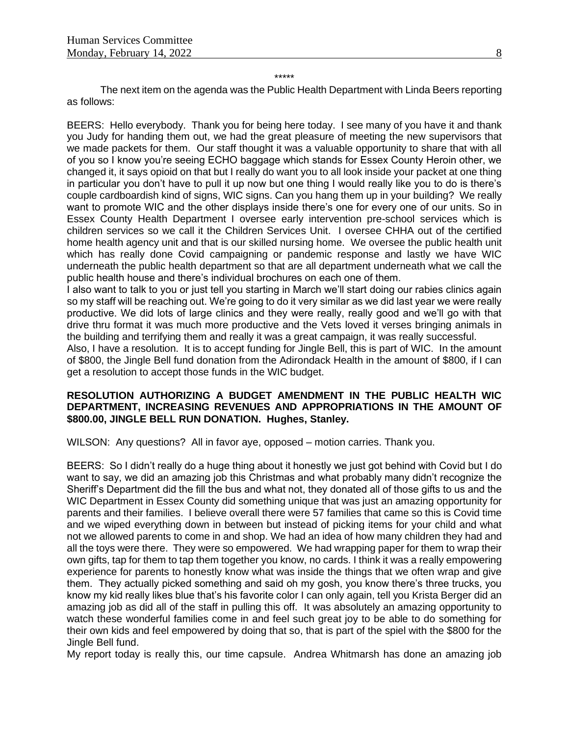\*\*\*\*\*

The next item on the agenda was the Public Health Department with Linda Beers reporting as follows:

BEERS: Hello everybody. Thank you for being here today. I see many of you have it and thank you Judy for handing them out, we had the great pleasure of meeting the new supervisors that we made packets for them. Our staff thought it was a valuable opportunity to share that with all of you so I know you're seeing ECHO baggage which stands for Essex County Heroin other, we changed it, it says opioid on that but I really do want you to all look inside your packet at one thing in particular you don't have to pull it up now but one thing I would really like you to do is there's couple cardboardish kind of signs, WIC signs. Can you hang them up in your building? We really want to promote WIC and the other displays inside there's one for every one of our units. So in Essex County Health Department I oversee early intervention pre-school services which is children services so we call it the Children Services Unit. I oversee CHHA out of the certified home health agency unit and that is our skilled nursing home. We oversee the public health unit which has really done Covid campaigning or pandemic response and lastly we have WIC underneath the public health department so that are all department underneath what we call the public health house and there's individual brochures on each one of them.

I also want to talk to you or just tell you starting in March we'll start doing our rabies clinics again so my staff will be reaching out. We're going to do it very similar as we did last year we were really productive. We did lots of large clinics and they were really, really good and we'll go with that drive thru format it was much more productive and the Vets loved it verses bringing animals in the building and terrifying them and really it was a great campaign, it was really successful.

Also, I have a resolution. It is to accept funding for Jingle Bell, this is part of WIC. In the amount of $800, the Jingle Bell fund donation from the Adirondack Health in the amount of $800, if I can get a resolution to accept those funds in the WIC budget.

**RESOLUTION AUTHORIZING A BUDGET AMENDMENT IN THE PUBLIC HEALTH WIC DEPARTMENT, INCREASING REVENUES AND APPROPRIATIONS IN THE AMOUNT OF $800.00, JINGLE BELL RUN DONATION. Hughes, Stanley.**

WILSON: Any questions? All in favor aye, opposed – motion carries. Thank you.

BEERS: So I didn't really do a huge thing about it honestly we just got behind with Covid but I do want to say, we did an amazing job this Christmas and what probably many didn't recognize the Sheriff's Department did the fill the bus and what not, they donated all of those gifts to us and the WIC Department in Essex County did something unique that was just an amazing opportunity for parents and their families. I believe overall there were 57 families that came so this is Covid time and we wiped everything down in between but instead of picking items for your child and what not we allowed parents to come in and shop. We had an idea of how many children they had and all the toys were there. They were so empowered. We had wrapping paper for them to wrap their own gifts, tap for them to tap them together you know, no cards. I think it was a really empowering experience for parents to honestly know what was inside the things that we often wrap and give them. They actually picked something and said oh my gosh, you know there's three trucks, you know my kid really likes blue that's his favorite color I can only again, tell you Krista Berger did an amazing job as did all of the staff in pulling this off. It was absolutely an amazing opportunity to watch these wonderful families come in and feel such great joy to be able to do something for their own kids and feel empowered by doing that so, that is part of the spiel with the $800 for the Jingle Bell fund.

My report today is really this, our time capsule. Andrea Whitmarsh has done an amazing job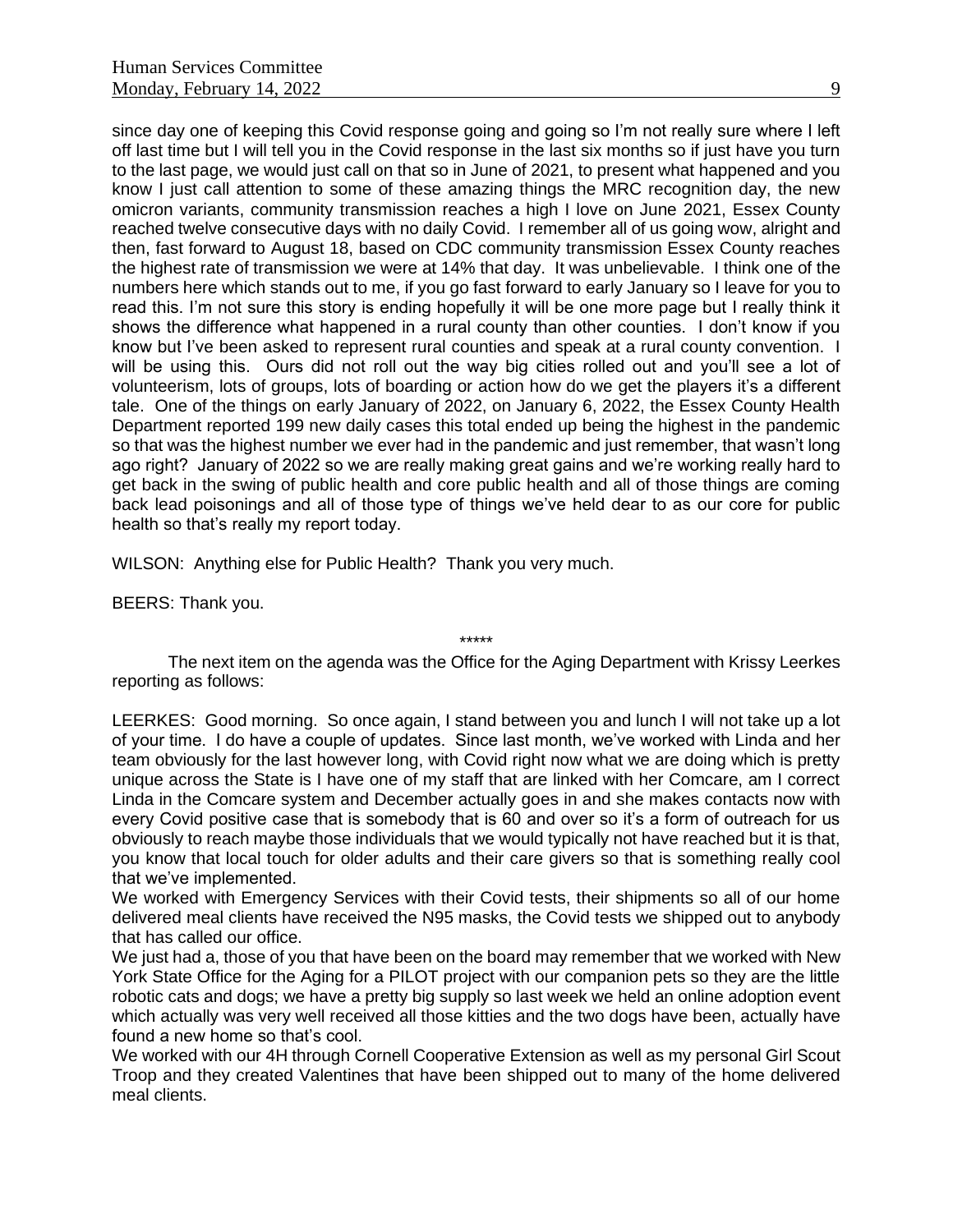since day one of keeping this Covid response going and going so I'm not really sure where I left off last time but I will tell you in the Covid response in the last six months so if just have you turn to the last page, we would just call on that so in June of 2021, to present what happened and you know I just call attention to some of these amazing things the MRC recognition day, the new omicron variants, community transmission reaches a high I love on June 2021, Essex County reached twelve consecutive days with no daily Covid. I remember all of us going wow, alright and then, fast forward to August 18, based on CDC community transmission Essex County reaches the highest rate of transmission we were at 14% that day. It was unbelievable. I think one of the numbers here which stands out to me, if you go fast forward to early January so I leave for you to read this. I'm not sure this story is ending hopefully it will be one more page but I really think it shows the difference what happened in a rural county than other counties. I don't know if you know but I've been asked to represent rural counties and speak at a rural county convention. I will be using this. Ours did not roll out the way big cities rolled out and you'll see a lot of volunteerism, lots of groups, lots of boarding or action how do we get the players it's a different tale. One of the things on early January of 2022, on January 6, 2022, the Essex County Health Department reported 199 new daily cases this total ended up being the highest in the pandemic so that was the highest number we ever had in the pandemic and just remember, that wasn't long ago right? January of 2022 so we are really making great gains and we're working really hard to get back in the swing of public health and core public health and all of those things are coming back lead poisonings and all of those type of things we've held dear to as our core for public health so that's really my report today.

WILSON: Anything else for Public Health? Thank you very much.

BEERS: Thank you.

*****

The next item on the agenda was the Office for the Aging Department with Krissy Leerkes reporting as follows:

LEERKES: Good morning. So once again, I stand between you and lunch I will not take up a lot of your time. I do have a couple of updates. Since last month, we've worked with Linda and her team obviously for the last however long, with Covid right now what we are doing which is pretty unique across the State is I have one of my staff that are linked with her Comcare, am I correct Linda in the Comcare system and December actually goes in and she makes contacts now with every Covid positive case that is somebody that is 60 and over so it's a form of outreach for us obviously to reach maybe those individuals that we would typically not have reached but it is that, you know that local touch for older adults and their care givers so that is something really cool that we've implemented.

We worked with Emergency Services with their Covid tests, their shipments so all of our home delivered meal clients have received the N95 masks, the Covid tests we shipped out to anybody that has called our office.

We just had a, those of you that have been on the board may remember that we worked with New York State Office for the Aging for a PILOT project with our companion pets so they are the little robotic cats and dogs; we have a pretty big supply so last week we held an online adoption event which actually was very well received all those kitties and the two dogs have been, actually have found a new home so that's cool.

We worked with our 4H through Cornell Cooperative Extension as well as my personal Girl Scout Troop and they created Valentines that have been shipped out to many of the home delivered meal clients.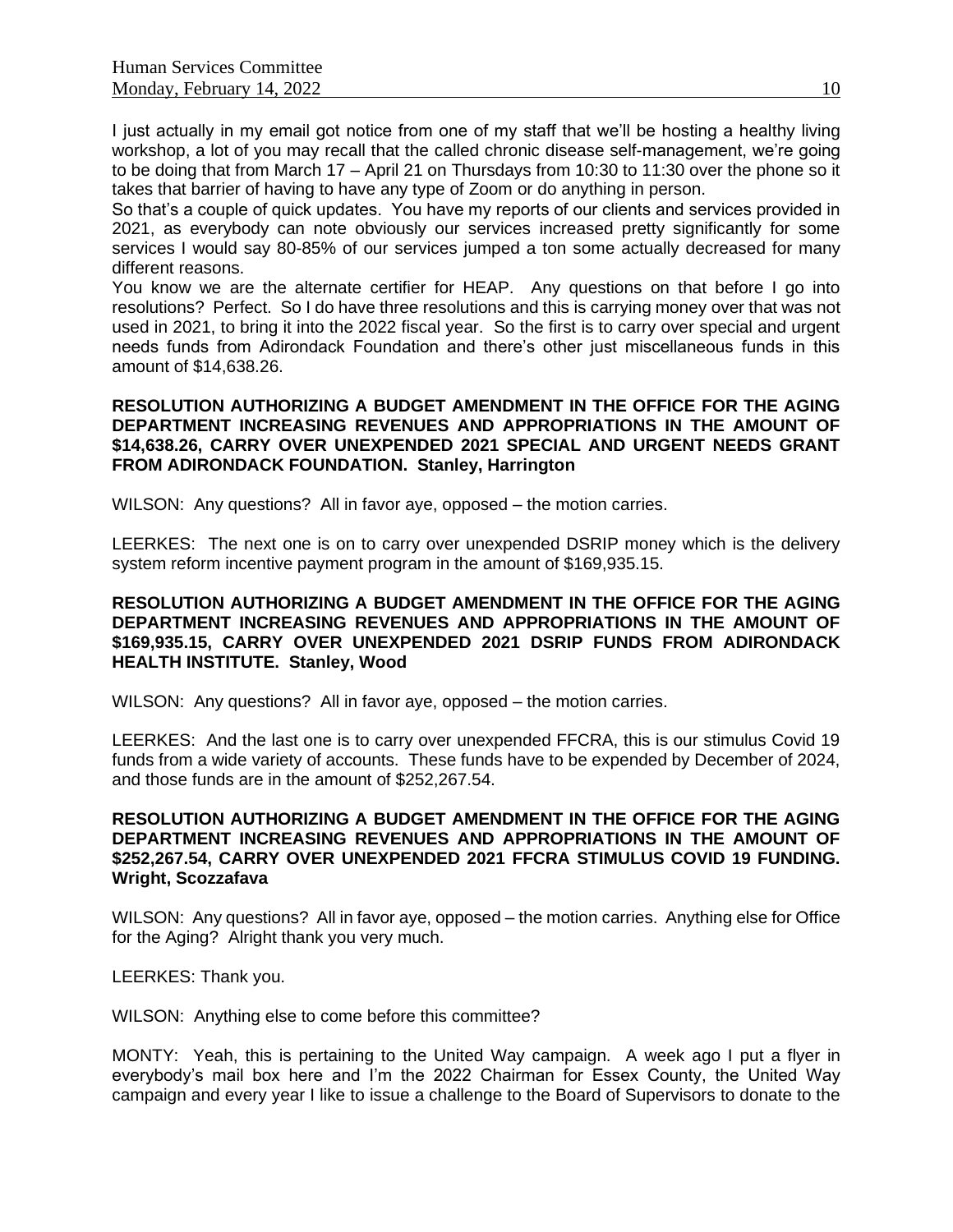I just actually in my email got notice from one of my staff that we'll be hosting a healthy living workshop, a lot of you may recall that the called chronic disease self-management, we're going to be doing that from March 17 – April 21 on Thursdays from 10:30 to 11:30 over the phone so it takes that barrier of having to have any type of Zoom or do anything in person.

So that's a couple of quick updates. You have my reports of our clients and services provided in 2021, as everybody can note obviously our services increased pretty significantly for some services I would say 80-85% of our services jumped a ton some actually decreased for many different reasons.

You know we are the alternate certifier for HEAP. Any questions on that before I go into resolutions? Perfect. So I do have three resolutions and this is carrying money over that was not used in 2021, to bring it into the 2022 fiscal year. So the first is to carry over special and urgent needs funds from Adirondack Foundation and there's other just miscellaneous funds in this amount of $14,638.26.

**RESOLUTION AUTHORIZING A BUDGET AMENDMENT IN THE OFFICE FOR THE AGING DEPARTMENT INCREASING REVENUES AND APPROPRIATIONS IN THE AMOUNT OF $14,638.26, CARRY OVER UNEXPENDED 2021 SPECIAL AND URGENT NEEDS GRANT FROM ADIRONDACK FOUNDATION. Stanley, Harrington**

WILSON: Any questions? All in favor aye, opposed – the motion carries.

LEERKES: The next one is on to carry over unexpended DSRIP money which is the delivery system reform incentive payment program in the amount of $169,935.15.

**RESOLUTION AUTHORIZING A BUDGET AMENDMENT IN THE OFFICE FOR THE AGING DEPARTMENT INCREASING REVENUES AND APPROPRIATIONS IN THE AMOUNT OF $169,935.15, CARRY OVER UNEXPENDED 2021 DSRIP FUNDS FROM ADIRONDACK HEALTH INSTITUTE. Stanley, Wood**

WILSON: Any questions? All in favor aye, opposed – the motion carries.

LEERKES: And the last one is to carry over unexpended FFCRA, this is our stimulus Covid 19 funds from a wide variety of accounts. These funds have to be expended by December of 2024, and those funds are in the amount of $252,267.54.

**RESOLUTION AUTHORIZING A BUDGET AMENDMENT IN THE OFFICE FOR THE AGING DEPARTMENT INCREASING REVENUES AND APPROPRIATIONS IN THE AMOUNT OF $252,267.54, CARRY OVER UNEXPENDED 2021 FFCRA STIMULUS COVID 19 FUNDING. Wright, Scozzafava**

WILSON: Any questions? All in favor aye, opposed – the motion carries. Anything else for Office for the Aging? Alright thank you very much.

LEERKES: Thank you.

WILSON: Anything else to come before this committee?

MONTY: Yeah, this is pertaining to the United Way campaign. A week ago I put a flyer in everybody's mail box here and I'm the 2022 Chairman for Essex County, the United Way campaign and every year I like to issue a challenge to the Board of Supervisors to donate to the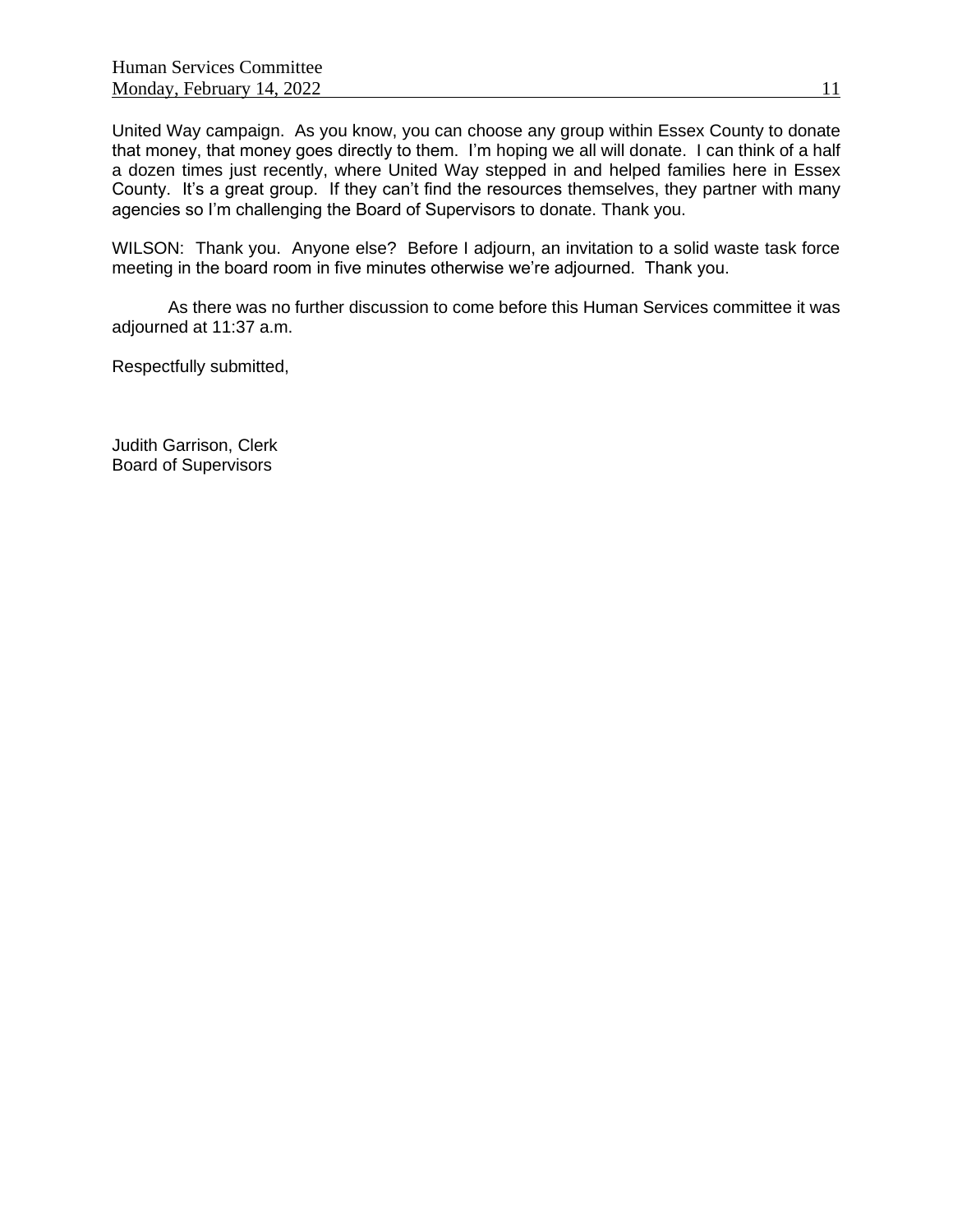United Way campaign. As you know, you can choose any group within Essex County to donate that money, that money goes directly to them. I'm hoping we all will donate. I can think of a half a dozen times just recently, where United Way stepped in and helped families here in Essex County. It's a great group. If they can't find the resources themselves, they partner with many agencies so I'm challenging the Board of Supervisors to donate. Thank you.

WILSON: Thank you. Anyone else? Before I adjourn, an invitation to a solid waste task force meeting in the board room in five minutes otherwise we're adjourned. Thank you.

As there was no further discussion to come before this Human Services committee it was adjourned at 11:37 a.m.

Respectfully submitted,

Judith Garrison, Clerk
Board of Supervisors